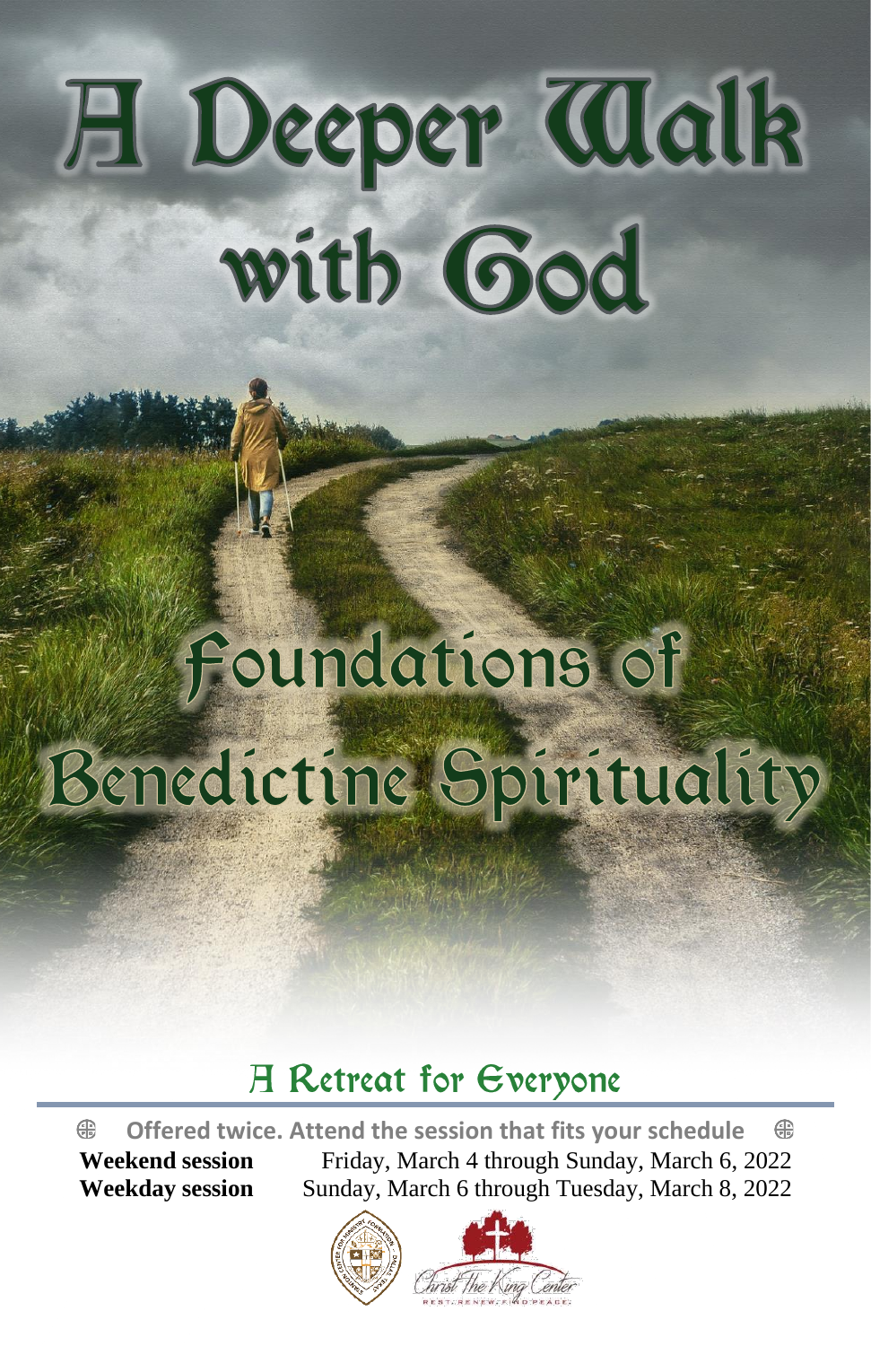# A Deeper Walk with God

## Foundations of Benedictine Spirituality

### A Retreat for Everyone

**Offered twice. Attend the session that fits your schedule**

| | |
|---|---|
| **Weekend session** | Friday, March 4 through Sunday, March 6, 2022 |
| **Weekday session** | Sunday, March 6 through Tuesday, March 8, 2022 |

Christ The King Center

REST. RENEW. FIND PEACE.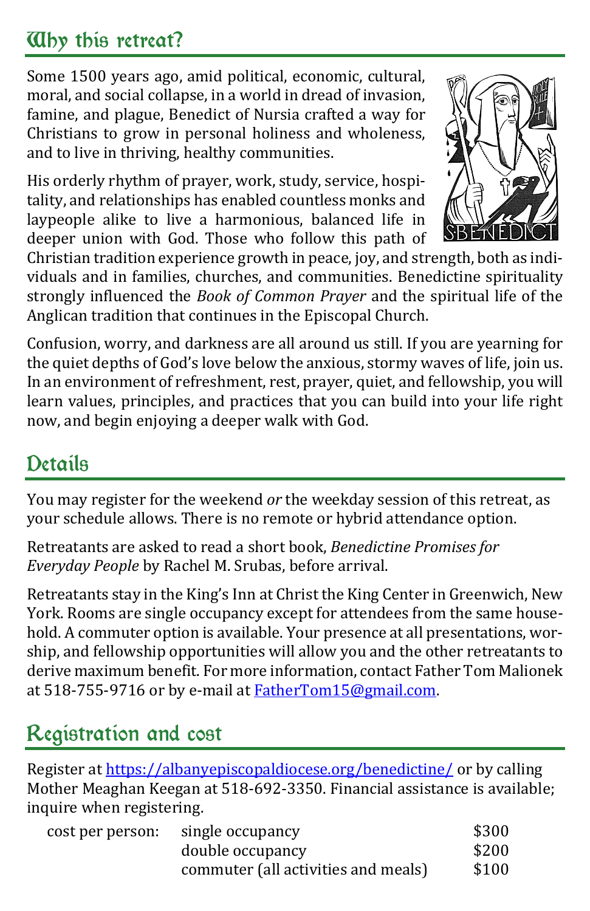## Why this retreat?

Some 1500 years ago, amid political, economic, cultural, moral, and social collapse, in a world in dread of invasion, famine, and plague, Benedict of Nursia crafted a way for Christians to grow in personal holiness and wholeness, and to live in thriving, healthy communities.

His orderly rhythm of prayer, work, study, service, hospitality, and relationships has enabled countless monks and laypeople alike to live a harmonious, balanced life in deeper union with God. Those who follow this path of Christian tradition experience growth in peace, joy, and strength, both as individuals and in families, churches, and communities. Benedictine spirituality strongly influenced the *Book of Common Prayer* and the spiritual life of the Anglican tradition that continues in the Episcopal Church.

Confusion, worry, and darkness are all around us still. If you are yearning for the quiet depths of God's love below the anxious, stormy waves of life, join us. In an environment of refreshment, rest, prayer, quiet, and fellowship, you will learn values, principles, and practices that you can build into your life right now, and begin enjoying a deeper walk with God.

## Details

You may register for the weekend *or* the weekday session of this retreat, as your schedule allows. There is no remote or hybrid attendance option.

Retreatants are asked to read a short book, *Benedictine Promises for Everyday People* by Rachel M. Srubas, before arrival.

Retreatants stay in the King's Inn at Christ the King Center in Greenwich, New York. Rooms are single occupancy except for attendees from the same household. A commuter option is available. Your presence at all presentations, worship, and fellowship opportunities will allow you and the other retreatants to derive maximum benefit. For more information, contact Father Tom Malionek at 518-755-9716 or by e-mail at FatherTom15@gmail.com.

## Registration and cost

Register at https://albanyepiscopaldiocese.org/benedictine/ or by calling Mother Meaghan Keegan at 518-692-3350. Financial assistance is available; inquire when registering.

| cost per person: | | |
|---|---|---|
| | single occupancy | $300 |
| | double occupancy | $200 |
| | commuter (all activities and meals) | $100 |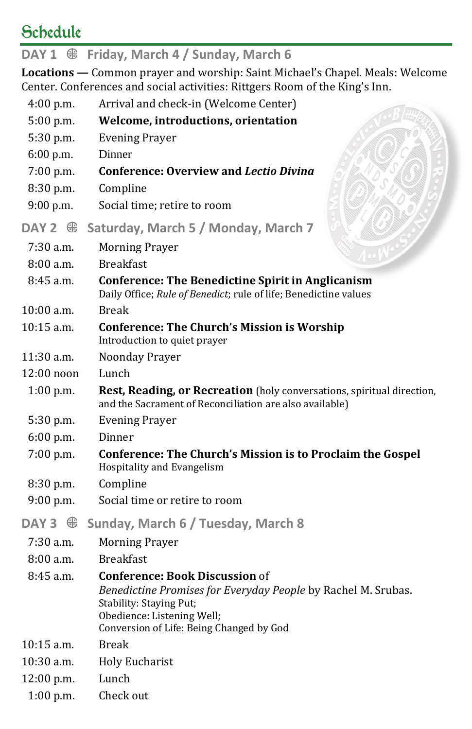# Schedule

## DAY 1 ⊕ Friday, March 4 / Sunday, March 6

**Locations —** Common prayer and worship: Saint Michael's Chapel. Meals: Welcome Center. Conferences and social activities: Rittgers Room of the King's Inn.

| | |
|---|---|
| 4:00 p.m. | Arrival and check-in (Welcome Center) |
| 5:00 p.m. | **Welcome, introductions, orientation** |
| 5:30 p.m. | Evening Prayer |
| 6:00 p.m. | Dinner |
| 7:00 p.m. | **Conference: Overview and *Lectio Divina*** |
| 8:30 p.m. | Compline |
| 9:00 p.m. | Social time; retire to room |

## DAY 2 ⊕ Saturday, March 5 / Monday, March 7

| | |
|---|---|
| 7:30 a.m. | Morning Prayer |
| 8:00 a.m. | Breakfast |
| 8:45 a.m. | **Conference: The Benedictine Spirit in Anglicanism**<br>Daily Office; *Rule of Benedict*; rule of life; Benedictine values |
| 10:00 a.m. | Break |
| 10:15 a.m. | **Conference: The Church's Mission is Worship**<br>Introduction to quiet prayer |
| 11:30 a.m. | Noonday Prayer |
| 12:00 noon | Lunch |
| 1:00 p.m. | **Rest, Reading, or Recreation** (holy conversations, spiritual direction, and the Sacrament of Reconciliation are also available) |
| 5:30 p.m. | Evening Prayer |
| 6:00 p.m. | Dinner |
| 7:00 p.m. | **Conference: The Church's Mission is to Proclaim the Gospel**<br>Hospitality and Evangelism |
| 8:30 p.m. | Compline |
| 9:00 p.m. | Social time or retire to room |

## DAY 3 ⊕ Sunday, March 6 / Tuesday, March 8

| | |
|---|---|
| 7:30 a.m. | Morning Prayer |
| 8:00 a.m. | Breakfast |
| 8:45 a.m. | **Conference: Book Discussion** of<br>*Benedictine Promises for Everyday People* by Rachel M. Srubas.<br>Stability: Staying Put;<br>Obedience: Listening Well;<br>Conversion of Life: Being Changed by God |
| 10:15 a.m. | Break |
| 10:30 a.m. | Holy Eucharist |
| 12:00 p.m. | Lunch |
| 1:00 p.m. | Check out |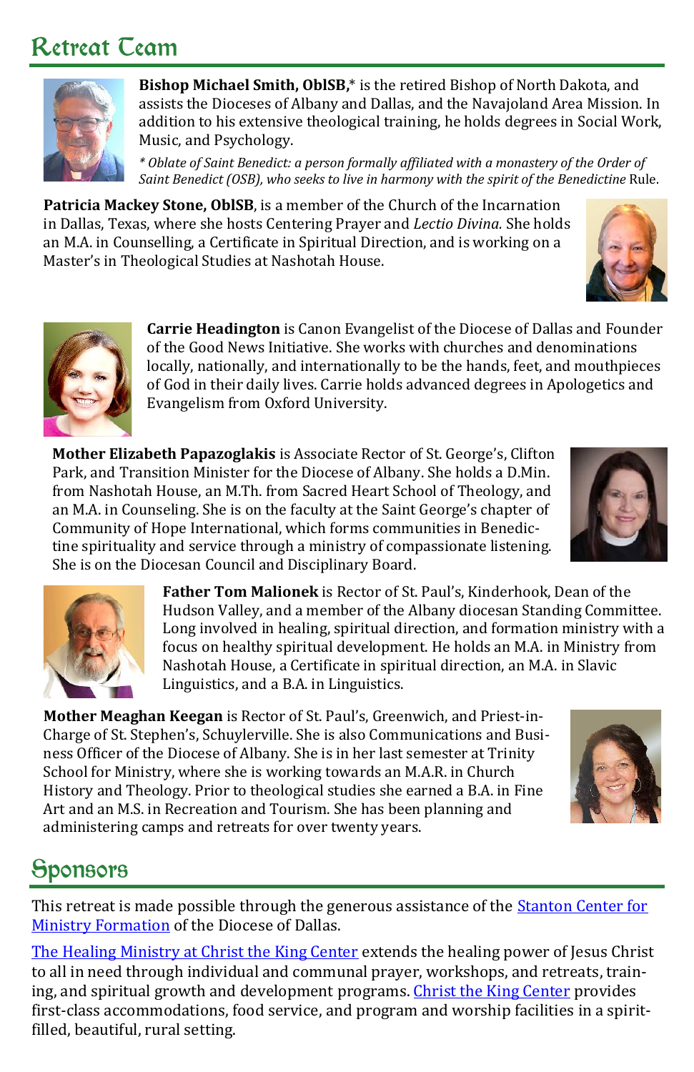# Retreat Team

**Bishop Michael Smith, OblSB,*** is the retired Bishop of North Dakota, and assists the Dioceses of Albany and Dallas, and the Navajoland Area Mission. In addition to his extensive theological training, he holds degrees in Social Work, Music, and Psychology.

*\* Oblate of Saint Benedict: a person formally affiliated with a monastery of the Order of Saint Benedict (OSB), who seeks to live in harmony with the spirit of the Benedictine* Rule.

**Patricia Mackey Stone, OblSB**, is a member of the Church of the Incarnation in Dallas, Texas, where she hosts Centering Prayer and *Lectio Divina*. She holds an M.A. in Counselling, a Certificate in Spiritual Direction, and is working on a Master's in Theological Studies at Nashotah House.

**Carrie Headington** is Canon Evangelist of the Diocese of Dallas and Founder of the Good News Initiative. She works with churches and denominations locally, nationally, and internationally to be the hands, feet, and mouthpieces of God in their daily lives. Carrie holds advanced degrees in Apologetics and Evangelism from Oxford University.

**Mother Elizabeth Papazoglakis** is Associate Rector of St. George's, Clifton Park, and Transition Minister for the Diocese of Albany. She holds a D.Min. from Nashotah House, an M.Th. from Sacred Heart School of Theology, and an M.A. in Counseling. She is on the faculty at the Saint George's chapter of Community of Hope International, which forms communities in Benedictine spirituality and service through a ministry of compassionate listening. She is on the Diocesan Council and Disciplinary Board.

**Father Tom Malionek** is Rector of St. Paul's, Kinderhook, Dean of the Hudson Valley, and a member of the Albany diocesan Standing Committee. Long involved in healing, spiritual direction, and formation ministry with a focus on healthy spiritual development. He holds an M.A. in Ministry from Nashotah House, a Certificate in spiritual direction, an M.A. in Slavic Linguistics, and a B.A. in Linguistics.

**Mother Meaghan Keegan** is Rector of St. Paul's, Greenwich, and Priest-in-Charge of St. Stephen's, Schuylerville. She is also Communications and Business Officer of the Diocese of Albany. She is in her last semester at Trinity School for Ministry, where she is working towards an M.A.R. in Church History and Theology. Prior to theological studies she earned a B.A. in Fine Art and an M.S. in Recreation and Tourism. She has been planning and administering camps and retreats for over twenty years.

# Sponsors

This retreat is made possible through the generous assistance of the Stanton Center for Ministry Formation of the Diocese of Dallas.

The Healing Ministry at Christ the King Center extends the healing power of Jesus Christ to all in need through individual and communal prayer, workshops, and retreats, training, and spiritual growth and development programs. Christ the King Center provides first-class accommodations, food service, and program and worship facilities in a spirit-filled, beautiful, rural setting.